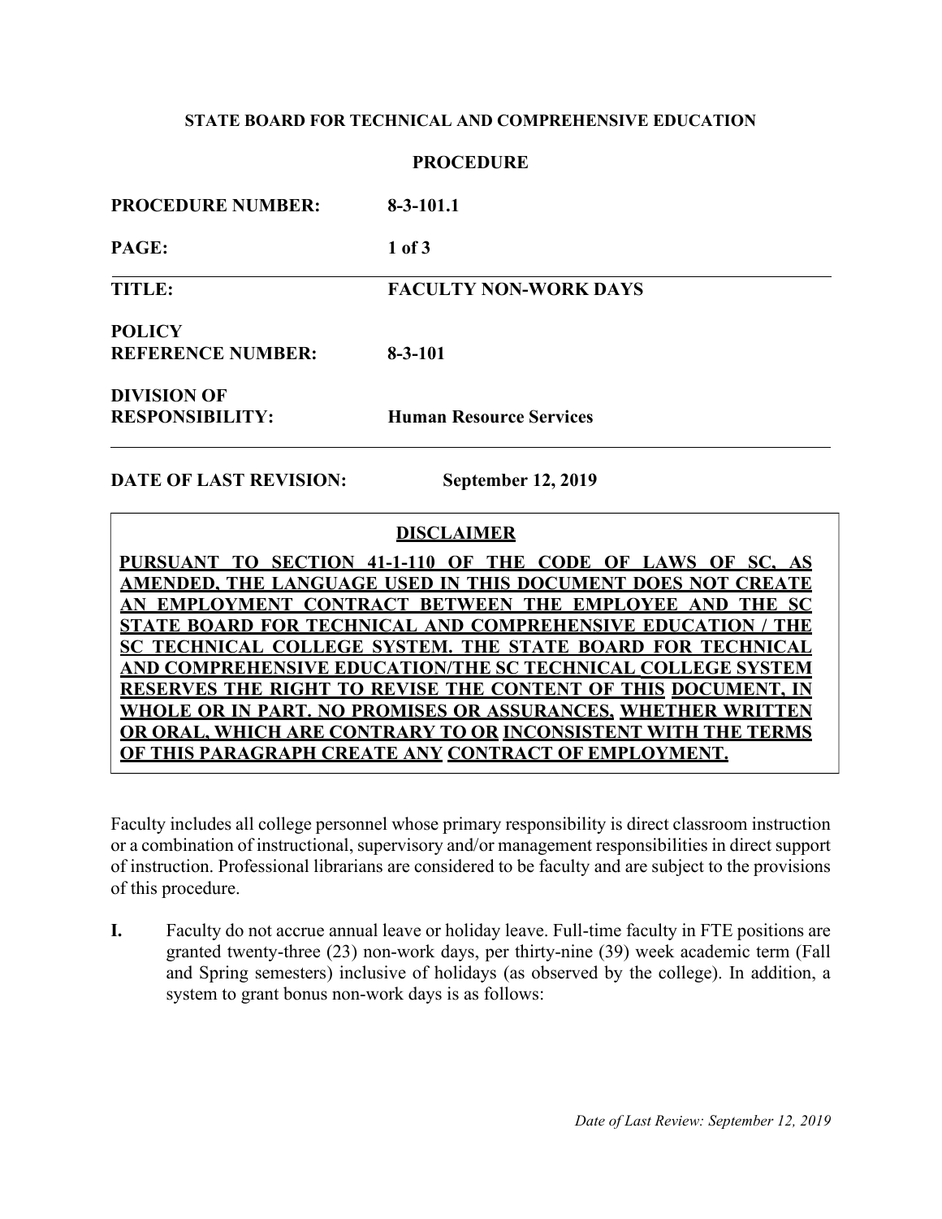**STATE BOARD FOR TECHNICAL AND COMPREHENSIVE EDUCATION**

**PROCEDURE**

| | |
|---|---|
| **PROCEDURE NUMBER:** | **8-3-101.1** |
| **PAGE:** | **1 of 3** |
| **TITLE:** | **FACULTY NON-WORK DAYS** |
| **POLICY REFERENCE NUMBER:** | **8-3-101** |
| **DIVISION OF RESPONSIBILITY:** | **Human Resource Services** |

**DATE OF LAST REVISION:** **September 12, 2019**

> **DISCLAIMER**
>
> **PURSUANT TO SECTION 41-1-110 OF THE CODE OF LAWS OF SC, AS AMENDED, THE LANGUAGE USED IN THIS DOCUMENT DOES NOT CREATE AN EMPLOYMENT CONTRACT BETWEEN THE EMPLOYEE AND THE SC STATE BOARD FOR TECHNICAL AND COMPREHENSIVE EDUCATION / THE SC TECHNICAL COLLEGE SYSTEM. THE STATE BOARD FOR TECHNICAL AND COMPREHENSIVE EDUCATION/THE SC TECHNICAL COLLEGE SYSTEM RESERVES THE RIGHT TO REVISE THE CONTENT OF THIS DOCUMENT, IN WHOLE OR IN PART. NO PROMISES OR ASSURANCES, WHETHER WRITTEN OR ORAL, WHICH ARE CONTRARY TO OR INCONSISTENT WITH THE TERMS OF THIS PARAGRAPH CREATE ANY CONTRACT OF EMPLOYMENT.**

Faculty includes all college personnel whose primary responsibility is direct classroom instruction or a combination of instructional, supervisory and/or management responsibilities in direct support of instruction. Professional librarians are considered to be faculty and are subject to the provisions of this procedure.

**I.** Faculty do not accrue annual leave or holiday leave. Full-time faculty in FTE positions are granted twenty-three (23) non-work days, per thirty-nine (39) week academic term (Fall and Spring semesters) inclusive of holidays (as observed by the college). In addition, a system to grant bonus non-work days is as follows: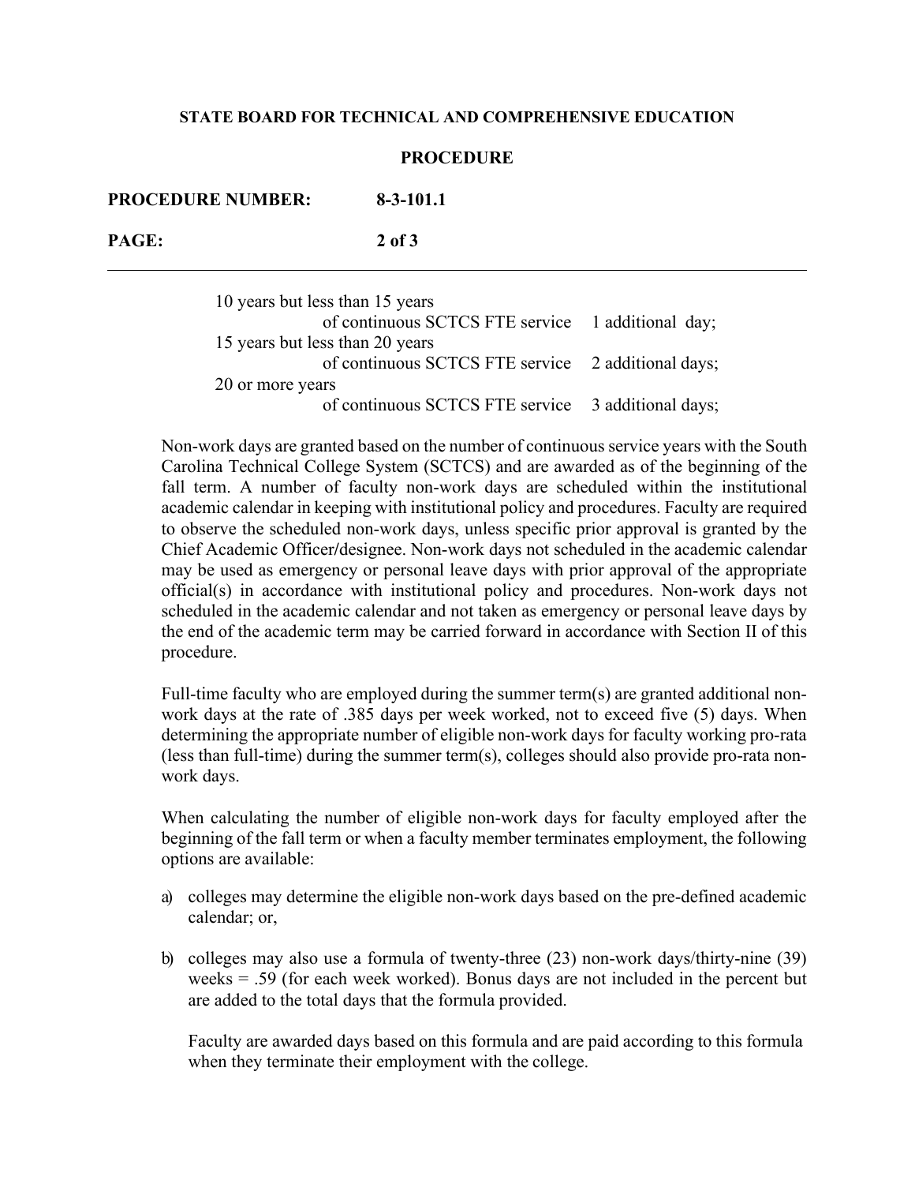10 years but less than 15 years
  of continuous SCTCS FTE service  1 additional day;
15 years but less than 20 years
  of continuous SCTCS FTE service  2 additional days;
20 or more years
  of continuous SCTCS FTE service  3 additional days;

Non-work days are granted based on the number of continuous service years with the South Carolina Technical College System (SCTCS) and are awarded as of the beginning of the fall term. A number of faculty non-work days are scheduled within the institutional academic calendar in keeping with institutional policy and procedures. Faculty are required to observe the scheduled non-work days, unless specific prior approval is granted by the Chief Academic Officer/designee. Non-work days not scheduled in the academic calendar may be used as emergency or personal leave days with prior approval of the appropriate official(s) in accordance with institutional policy and procedures. Non-work days not scheduled in the academic calendar and not taken as emergency or personal leave days by the end of the academic term may be carried forward in accordance with Section II of this procedure.

Full-time faculty who are employed during the summer term(s) are granted additional non-work days at the rate of .385 days per week worked, not to exceed five (5) days. When determining the appropriate number of eligible non-work days for faculty working pro-rata (less than full-time) during the summer term(s), colleges should also provide pro-rata non-work days.

When calculating the number of eligible non-work days for faculty employed after the beginning of the fall term or when a faculty member terminates employment, the following options are available:

a) colleges may determine the eligible non-work days based on the pre-defined academic calendar; or,

b) colleges may also use a formula of twenty-three (23) non-work days/thirty-nine (39) weeks = .59 (for each week worked). Bonus days are not included in the percent but are added to the total days that the formula provided.

   Faculty are awarded days based on this formula and are paid according to this formula when they terminate their employment with the college.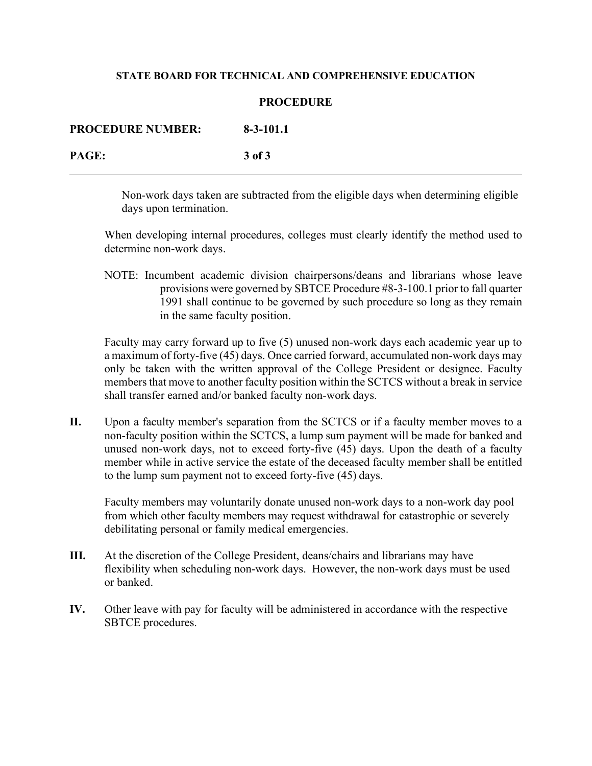Non-work days taken are subtracted from the eligible days when determining eligible days upon termination.

When developing internal procedures, colleges must clearly identify the method used to determine non-work days.

NOTE: Incumbent academic division chairpersons/deans and librarians whose leave provisions were governed by SBTCE Procedure #8-3-100.1 prior to fall quarter 1991 shall continue to be governed by such procedure so long as they remain in the same faculty position.

Faculty may carry forward up to five (5) unused non-work days each academic year up to a maximum of forty-five (45) days. Once carried forward, accumulated non-work days may only be taken with the written approval of the College President or designee. Faculty members that move to another faculty position within the SCTCS without a break in service shall transfer earned and/or banked faculty non-work days.

**II.** Upon a faculty member's separation from the SCTCS or if a faculty member moves to a non-faculty position within the SCTCS, a lump sum payment will be made for banked and unused non-work days, not to exceed forty-five (45) days. Upon the death of a faculty member while in active service the estate of the deceased faculty member shall be entitled to the lump sum payment not to exceed forty-five (45) days.

Faculty members may voluntarily donate unused non-work days to a non-work day pool from which other faculty members may request withdrawal for catastrophic or severely debilitating personal or family medical emergencies.

**III.** At the discretion of the College President, deans/chairs and librarians may have flexibility when scheduling non-work days. However, the non-work days must be used or banked.

**IV.** Other leave with pay for faculty will be administered in accordance with the respective SBTCE procedures.